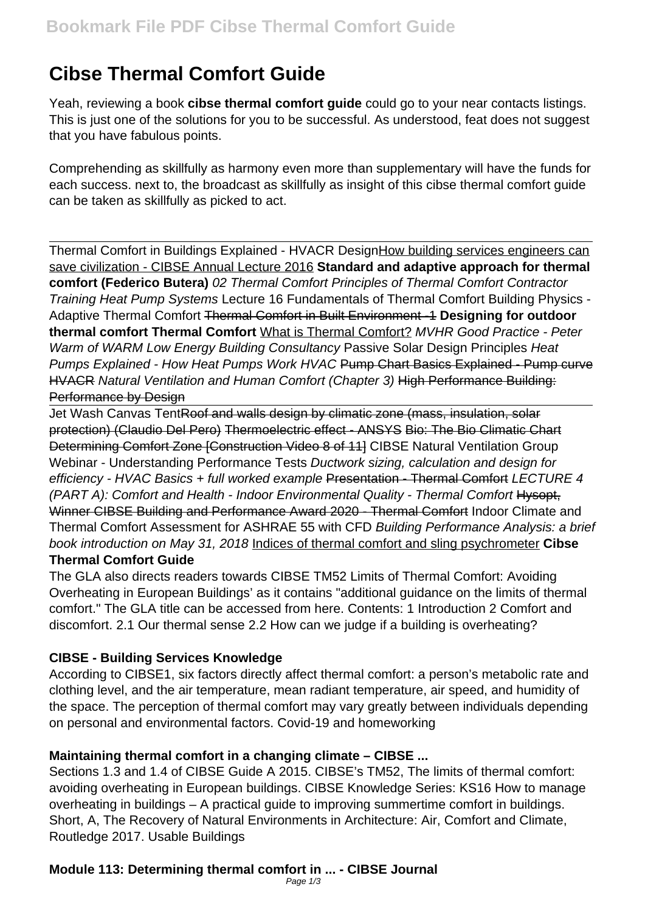# Cibse Thermal Comfort Guide

Yeah, reviewing a book **cibse thermal comfort guide** could go to your near contacts listings. This is just one of the solutions for you to be successful. As understood, feat does not suggest that you have fabulous points.

Comprehending as skillfully as harmony even more than supplementary will have the funds for each success. next to, the broadcast as skillfully as insight of this cibse thermal comfort guide can be taken as skillfully as picked to act.

Thermal Comfort in Buildings Explained - HVACR Design How building services engineers can save civilization - CIBSE Annual Lecture 2016 **Standard and adaptive approach for thermal comfort (Federico Butera)** *02 Thermal Comfort Principles of Thermal Comfort Contractor Training Heat Pump Systems* Lecture 16 Fundamentals of Thermal Comfort Building Physics - Adaptive Thermal Comfort ~~Thermal Comfort in Built Environment -1~~ **Designing for outdoor thermal comfort Thermal Comfort** What is Thermal Comfort? *MVHR Good Practice - Peter Warm of WARM Low Energy Building Consultancy* Passive Solar Design Principles *Heat Pumps Explained - How Heat Pumps Work HVAC* ~~Pump Chart Basics Explained - Pump curve HVACR~~ *Natural Ventilation and Human Comfort (Chapter 3)* ~~High Performance Building: Performance by Design~~

Jet Wash Canvas Tent~~Roof and walls design by climatic zone (mass, insulation, solar protection) (Claudio Del Pero)~~ ~~Thermoelectric effect - ANSYS~~ ~~Bio: The Bio Climatic Chart Determining Comfort Zone [Construction Video 8 of 11]~~ CIBSE Natural Ventilation Group Webinar - Understanding Performance Tests *Ductwork sizing, calculation and design for efficiency - HVAC Basics + full worked example* ~~Presentation - Thermal Comfort~~ *LECTURE 4 (PART A): Comfort and Health - Indoor Environmental Quality - Thermal Comfort* ~~Hysopt, Winner CIBSE Building and Performance Award 2020 - Thermal Comfort~~ Indoor Climate and Thermal Comfort Assessment for ASHRAE 55 with CFD *Building Performance Analysis: a brief book introduction on May 31, 2018* Indices of thermal comfort and sling psychrometer **Cibse Thermal Comfort Guide**

The GLA also directs readers towards CIBSE TM52 Limits of Thermal Comfort: Avoiding Overheating in European Buildings' as it contains "additional guidance on the limits of thermal comfort." The GLA title can be accessed from here. Contents: 1 Introduction 2 Comfort and discomfort. 2.1 Our thermal sense 2.2 How can we judge if a building is overheating?

**CIBSE - Building Services Knowledge**

According to CIBSE1, six factors directly affect thermal comfort: a person's metabolic rate and clothing level, and the air temperature, mean radiant temperature, air speed, and humidity of the space. The perception of thermal comfort may vary greatly between individuals depending on personal and environmental factors. Covid-19 and homeworking

**Maintaining thermal comfort in a changing climate – CIBSE ...**

Sections 1.3 and 1.4 of CIBSE Guide A 2015. CIBSE's TM52, The limits of thermal comfort: avoiding overheating in European buildings. CIBSE Knowledge Series: KS16 How to manage overheating in buildings – A practical guide to improving summertime comfort in buildings. Short, A, The Recovery of Natural Environments in Architecture: Air, Comfort and Climate, Routledge 2017. Usable Buildings

**Module 113: Determining thermal comfort in ... - CIBSE Journal**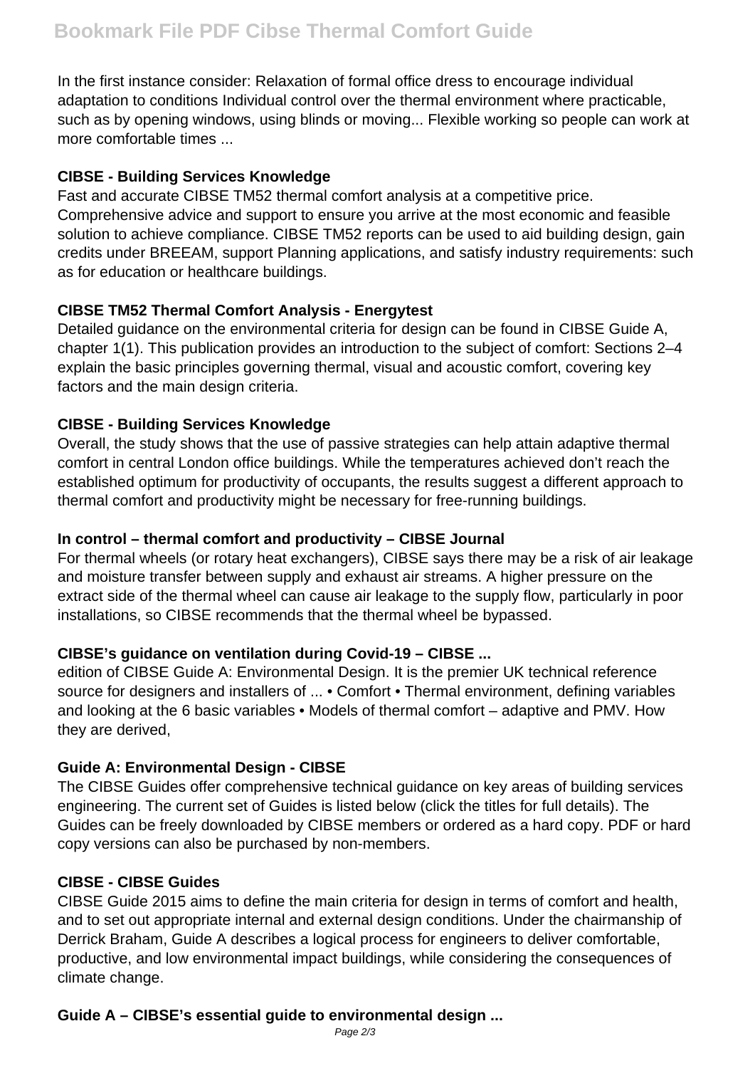In the first instance consider: Relaxation of formal office dress to encourage individual adaptation to conditions Individual control over the thermal environment where practicable, such as by opening windows, using blinds or moving... Flexible working so people can work at more comfortable times ...

**CIBSE - Building Services Knowledge**

Fast and accurate CIBSE TM52 thermal comfort analysis at a competitive price. Comprehensive advice and support to ensure you arrive at the most economic and feasible solution to achieve compliance. CIBSE TM52 reports can be used to aid building design, gain credits under BREEAM, support Planning applications, and satisfy industry requirements: such as for education or healthcare buildings.

**CIBSE TM52 Thermal Comfort Analysis - Energytest**

Detailed guidance on the environmental criteria for design can be found in CIBSE Guide A, chapter 1(1). This publication provides an introduction to the subject of comfort: Sections 2–4 explain the basic principles governing thermal, visual and acoustic comfort, covering key factors and the main design criteria.

**CIBSE - Building Services Knowledge**

Overall, the study shows that the use of passive strategies can help attain adaptive thermal comfort in central London office buildings. While the temperatures achieved don't reach the established optimum for productivity of occupants, the results suggest a different approach to thermal comfort and productivity might be necessary for free-running buildings.

**In control – thermal comfort and productivity – CIBSE Journal**

For thermal wheels (or rotary heat exchangers), CIBSE says there may be a risk of air leakage and moisture transfer between supply and exhaust air streams. A higher pressure on the extract side of the thermal wheel can cause air leakage to the supply flow, particularly in poor installations, so CIBSE recommends that the thermal wheel be bypassed.

**CIBSE's guidance on ventilation during Covid-19 – CIBSE ...**

edition of CIBSE Guide A: Environmental Design. It is the premier UK technical reference source for designers and installers of ... • Comfort • Thermal environment, defining variables and looking at the 6 basic variables • Models of thermal comfort – adaptive and PMV. How they are derived,

**Guide A: Environmental Design - CIBSE**

The CIBSE Guides offer comprehensive technical guidance on key areas of building services engineering. The current set of Guides is listed below (click the titles for full details). The Guides can be freely downloaded by CIBSE members or ordered as a hard copy. PDF or hard copy versions can also be purchased by non-members.

**CIBSE - CIBSE Guides**

CIBSE Guide 2015 aims to define the main criteria for design in terms of comfort and health, and to set out appropriate internal and external design conditions. Under the chairmanship of Derrick Braham, Guide A describes a logical process for engineers to deliver comfortable, productive, and low environmental impact buildings, while considering the consequences of climate change.

**Guide A – CIBSE's essential guide to environmental design ...**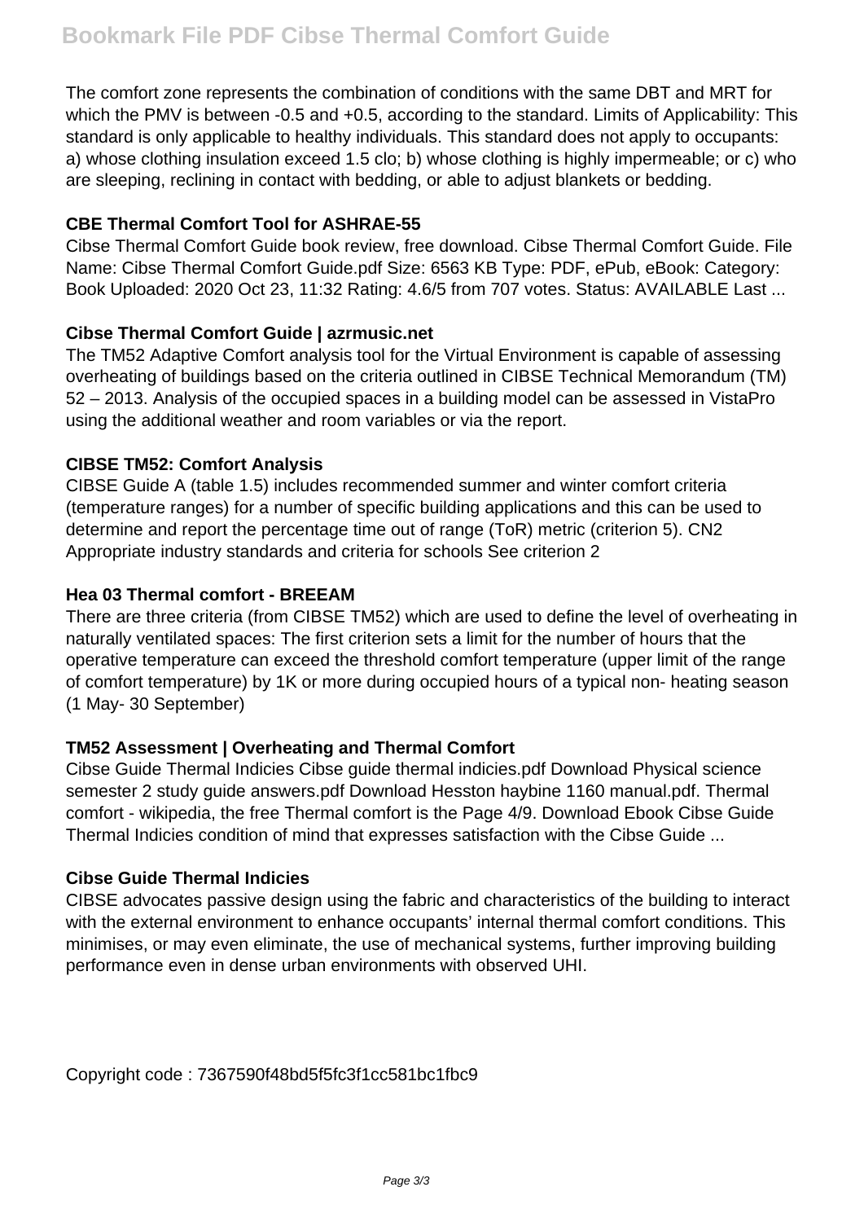The comfort zone represents the combination of conditions with the same DBT and MRT for which the PMV is between -0.5 and +0.5, according to the standard. Limits of Applicability: This standard is only applicable to healthy individuals. This standard does not apply to occupants: a) whose clothing insulation exceed 1.5 clo; b) whose clothing is highly impermeable; or c) who are sleeping, reclining in contact with bedding, or able to adjust blankets or bedding.

**CBE Thermal Comfort Tool for ASHRAE-55**

Cibse Thermal Comfort Guide book review, free download. Cibse Thermal Comfort Guide. File Name: Cibse Thermal Comfort Guide.pdf Size: 6563 KB Type: PDF, ePub, eBook: Category: Book Uploaded: 2020 Oct 23, 11:32 Rating: 4.6/5 from 707 votes. Status: AVAILABLE Last ...

**Cibse Thermal Comfort Guide | azrmusic.net**

The TM52 Adaptive Comfort analysis tool for the Virtual Environment is capable of assessing overheating of buildings based on the criteria outlined in CIBSE Technical Memorandum (TM) 52 – 2013. Analysis of the occupied spaces in a building model can be assessed in VistaPro using the additional weather and room variables or via the report.

**CIBSE TM52: Comfort Analysis**

CIBSE Guide A (table 1.5) includes recommended summer and winter comfort criteria (temperature ranges) for a number of specific building applications and this can be used to determine and report the percentage time out of range (ToR) metric (criterion 5). CN2 Appropriate industry standards and criteria for schools See criterion 2

**Hea 03 Thermal comfort - BREEAM**

There are three criteria (from CIBSE TM52) which are used to define the level of overheating in naturally ventilated spaces: The first criterion sets a limit for the number of hours that the operative temperature can exceed the threshold comfort temperature (upper limit of the range of comfort temperature) by 1K or more during occupied hours of a typical non- heating season (1 May- 30 September)

**TM52 Assessment | Overheating and Thermal Comfort**

Cibse Guide Thermal Indicies Cibse guide thermal indicies.pdf Download Physical science semester 2 study guide answers.pdf Download Hesston haybine 1160 manual.pdf. Thermal comfort - wikipedia, the free Thermal comfort is the Page 4/9. Download Ebook Cibse Guide Thermal Indicies condition of mind that expresses satisfaction with the Cibse Guide ...

**Cibse Guide Thermal Indicies**

CIBSE advocates passive design using the fabric and characteristics of the building to interact with the external environment to enhance occupants' internal thermal comfort conditions. This minimises, or may even eliminate, the use of mechanical systems, further improving building performance even in dense urban environments with observed UHI.

Copyright code : 7367590f48bd5f5fc3f1cc581bc1fbc9